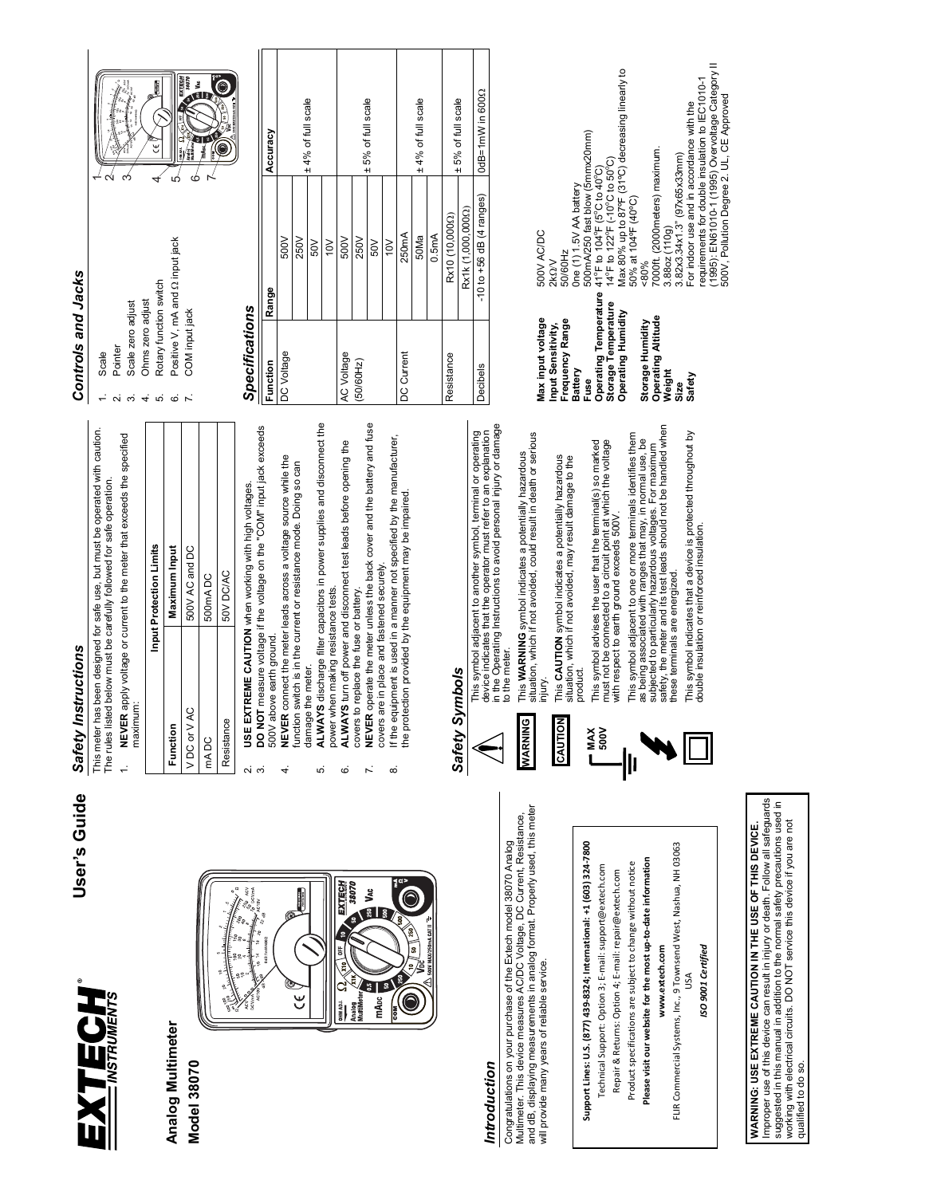# EXTECH INSTRUMENTS

# User's Guide

## Analog Multimeter

## Model 38070

## Introduction

Congratulations on your purchase of the Extech model 38070 Analog Multimeter. This device measures AC/DC Voltage, DC Current, Resistance, and dB, displaying measurements in analog format. Properly used, this meter will provide many years of reliable service.

**Support Lines: U.S. (877) 439-8324; International: +1 (603) 324-7800**

Technical Support: Option 3; E-mail: support@extech.com

Repair & Returns: Option 4; E-mail: repair@extech.com

Product specifications are subject to change without notice

**Please visit our website for the most up-to-date information**

**www.extech.com**

FLIR Commercial Systems, Inc., 9 Townsend West, Nashua, NH 03063 USA

*ISO 9001 Certified*

**WARNING: USE EXTREME CAUTION IN THE USE OF THIS DEVICE.** Improper use of this device can result in injury or death. Follow all safeguards suggested in this manual in addition to the normal safety precautions used in working with electrical circuits. DO NOT service this device if you are not qualified to do so.

## Safety Instructions

This meter has been designed for safe use, but must be operated with caution. The rules listed below must be carefully followed for safe operation.

1. **NEVER** apply voltage or current to the meter that exceeds the specified maximum:

| Input Protection Limits | |
|---|---|
| **Function** | **Maximum Input** |
| V DC or V AC | 500V AC and DC |
| mA DC | 500mA DC |
| Resistance | 50V DC/AC |

2. **USE EXTREME CAUTION** when working with high voltages.
3. **DO NOT** measure voltage if the voltage on the "COM" input jack exceeds 500V above earth ground.
4. **NEVER** connect the meter leads across a voltage source while the function switch is in the current or resistance mode. Doing so can damage the meter.
5. **ALWAYS** discharge filter capacitors in power supplies and disconnect the power when making resistance tests.
6. **ALWAYS** turn off power and disconnect test leads before opening the covers to replace the fuse or battery.
7. **NEVER** operate the meter unless the back cover and the battery and fuse covers are in place and fastened securely.
8. If the equipment is used in a manner not specified by the manufacturer, the protection provided by the equipment may be impaired.

## Safety Symbols

This symbol adjacent to another symbol, terminal or operating device indicates that the operator must refer to an explanation in the Operating Instructions to avoid personal injury or damage to the meter.

**WARNING** — This **WARNING** symbol indicates a potentially hazardous situation, which if not avoided, could result in death or serious injury.

**CAUTION** — This **CAUTION** symbol indicates a potentially hazardous situation, which if not avoided, may result damage to the product.

**MAX 500V** — This symbol advises the user that the terminal(s) so marked must not be connected to a circuit point at which the voltage with respect to earth ground exceeds 500V.

This symbol adjacent to one or more terminals identifies them as being associated with ranges that may, in normal use, be subjected to particularly hazardous voltages. For maximum safety, the meter and its test leads should not be handled when these terminals are energized.

This symbol indicates that a device is protected throughout by double insulation or reinforced insulation.

## Controls and Jacks

1. Scale
2. Pointer
3. Scale zero adjust
4. Ohms zero adjust
5. Rotary function switch
6. Positive V, mA and Ω input jack
7. COM input jack

## Specifications

| Function | Range | Accuracy |
|---|---|---|
| DC Voltage | 500V | ± 4% of full scale |
| | 250V | |
| | 50V | |
| | 10V | |
| AC Voltage (50/60Hz) | 500V | ± 5% of full scale |
| | 250V | |
| | 50V | |
| | 10V | |
| DC Current | 250mA | ± 4% of full scale |
| | 50Ma | |
| | 0.5mA | |
| Resistance | Rx10 (10,000Ω) | ± 5% of full scale |
| | Rx1k (1,000,000Ω) | |
| Decibels | -10 to +56 dB (4 ranges) | 0dB=1mW in 600Ω |

| | |
|---|---|
| **Max input voltage** | 500V AC/DC |
| **Input Sensitivity,** | 2KΩ V |
| **Frequency Range** | 50/60Hz |
| **Battery** | One (1) 1.5V AA battery |
| **Fuse** | 500mA/250 fast blow (5mmx20mm) |
| **Operating Temperature** | 41°F to 104°F (5°C to 40°C) |
| **Storage Temperature** | 14°F to 122°F (-10°C to 50°C) |
| **Operating Humidity** | Max 80% up to 87°F (31°C) decreasing linearly to 50% at 104°F (40°C) |
| **Storage Humidity** | <80% |
| **Operating Altitude** | 7000ft. (2000meters) maximum. |
| **Weight** | 3.88oz (110g) |
| **Size** | 3.82x3.34x1.3" (97x85x33mm) |
| **Safety** | For indoor use and in accordance with the requirements for double insulation to IEC1010-1 (1995): EN61010-1 (1995) Overvoltage Category II 500V, Pollution Degree 2. UL, CE Approved |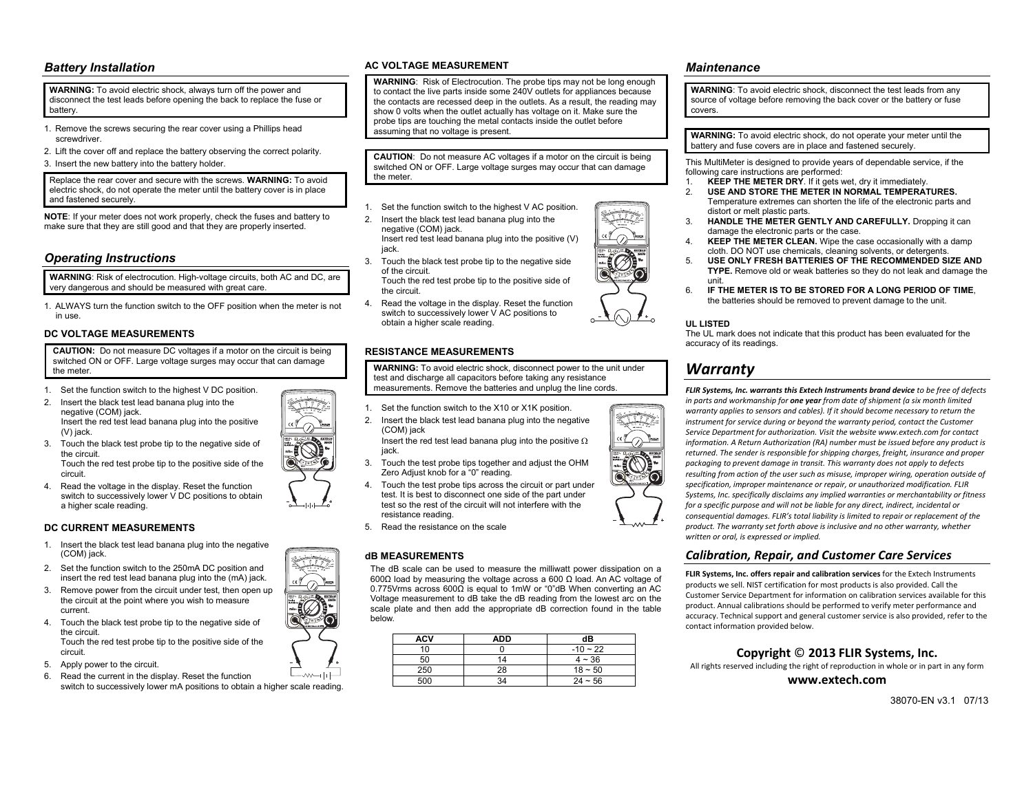## *Battery Installation*

**WARNING:** To avoid electric shock, always turn off the power and disconnect the test leads before opening the back to replace the fuse or battery.

1. Remove the screws securing the rear cover using a Phillips head screwdriver.
2. Lift the cover off and replace the battery observing the correct polarity.
3. Insert the new battery into the battery holder.

Replace the rear cover and secure with the screws. **WARNING:** To avoid electric shock, do not operate the meter until the battery cover is in place and fastened securely.

**NOTE**: If your meter does not work properly, check the fuses and battery to make sure that they are still good and that they are properly inserted.

## *Operating Instructions*

**WARNING**: Risk of electrocution. High-voltage circuits, both AC and DC, are very dangerous and should be measured with great care.

1. ALWAYS turn the function switch to the OFF position when the meter is not in use.

### DC VOLTAGE MEASUREMENTS

**CAUTION:** Do not measure DC voltages if a motor on the circuit is being switched ON or OFF. Large voltage surges may occur that can damage the meter.

1. Set the function switch to the highest V DC position.
2. Insert the black test lead banana plug into the negative (COM) jack.
   Insert the red test lead banana plug into the positive (V) jack.
3. Touch the black test probe tip to the negative side of the circuit.
   Touch the red test probe tip to the positive side of the circuit.
4. Read the voltage in the display. Reset the function switch to successively lower V DC positions to obtain a higher scale reading.

### DC CURRENT MEASUREMENTS

1. Insert the black test lead banana plug into the negative (COM) jack.
2. Set the function switch to the 250mA DC position and insert the red test lead banana plug into the (mA) jack.
3. Remove power from the circuit under test, then open up the circuit at the point where you wish to measure current.
4. Touch the black test probe tip to the negative side of the circuit.
   Touch the red test probe tip to the positive side of the circuit.
5. Apply power to the circuit.
6. Read the current in the display. Reset the function switch to successively lower mA positions to obtain a higher scale reading.

### AC VOLTAGE MEASUREMENT

**WARNING**: Risk of Electrocution. The probe tips may not be long enough to contact the live parts inside some 240V outlets for appliances because the contacts are recessed deep in the outlets. As a result, the reading may show 0 volts when the outlet actually has voltage on it. Make sure the probe tips are touching the metal contacts inside the outlet before assuming that no voltage is present.

**CAUTION**: Do not measure AC voltages if a motor on the circuit is being switched ON or OFF. Large voltage surges may occur that can damage the meter.

1. Set the function switch to the highest V AC position.
2. Insert the black test lead banana plug into the negative (COM) jack.
   Insert red test lead banana plug into the positive (V) jack.
3. Touch the black test probe tip to the negative side of the circuit.
   Touch the red test probe tip to the positive side of the circuit.
4. Read the voltage in the display. Reset the function switch to successively lower V AC positions to obtain a higher scale reading.

### RESISTANCE MEASUREMENTS

**WARNING:** To avoid electric shock, disconnect power to the unit under test and discharge all capacitors before taking any resistance measurements. Remove the batteries and unplug the line cords.

1. Set the function switch to the X10 or X1K position.
2. Insert the black test lead banana plug into the negative (COM) jack
   Insert the red test lead banana plug into the positive Ω jack.
3. Touch the test probe tips together and adjust the OHM Zero Adjust knob for a "0" reading.
4. Touch the test probe tips across the circuit or part under test. It is best to disconnect one side of the part under test so the rest of the circuit will not interfere with the resistance reading.
5. Read the resistance on the scale

### dB MEASUREMENTS

The dB scale can be used to measure the milliwatt power dissipation on a 600Ω load by measuring the voltage across a 600 Ω load. An AC voltage of 0.775Vrms across 600Ω is equal to 1mW or "0"dB When converting an AC Voltage measurement to dB take the dB reading from the lowest arc on the scale plate and then add the appropriate dB correction found in the table below.

| ACV | ADD | dB |
|---|---|---|
| 10 | 0 | -10 ~ 22 |
| 50 | 14 | 4 ~ 36 |
| 250 | 28 | 18 ~ 50 |
| 500 | 34 | 24 ~ 56 |

## *Maintenance*

**WARNING**: To avoid electric shock, disconnect the test leads from any source of voltage before removing the back cover or the battery or fuse covers.

**WARNING:** To avoid electric shock, do not operate your meter until the battery and fuse covers are in place and fastened securely.

This MultiMeter is designed to provide years of dependable service, if the following care instructions are performed:

1. **KEEP THE METER DRY**. If it gets wet, dry it immediately.
2. **USE AND STORE THE METER IN NORMAL TEMPERATURES.** Temperature extremes can shorten the life of the electronic parts and distort or melt plastic parts.
3. **HANDLE THE METER GENTLY AND CAREFULLY.** Dropping it can damage the electronic parts or the case.
4. **KEEP THE METER CLEAN.** Wipe the case occasionally with a damp cloth. DO NOT use chemicals, cleaning solvents, or detergents.
5. **USE ONLY FRESH BATTERIES OF THE RECOMMENDED SIZE AND TYPE.** Remove old or weak batteries so they do not leak and damage the unit.
6. **IF THE METER IS TO BE STORED FOR A LONG PERIOD OF TIME**, the batteries should be removed to prevent damage to the unit.

**UL LISTED**
The UL mark does not indicate that this product has been evaluated for the accuracy of its readings.

## *Warranty*

***FLIR Systems, Inc. warrants this Extech Instruments brand device*** *to be free of defects in parts and workmanship for* ***one year*** *from date of shipment (a six month limited warranty applies to sensors and cables). If it should become necessary to return the instrument for service during or beyond the warranty period, contact the Customer Service Department for authorization. Visit the website www.extech.com for contact information. A Return Authorization (RA) number must be issued before any product is returned. The sender is responsible for shipping charges, freight, insurance and proper packaging to prevent damage in transit. This warranty does not apply to defects resulting from action of the user such as misuse, improper wiring, operation outside of specification, improper maintenance or repair, or unauthorized modification. FLIR Systems, Inc. specifically disclaims any implied warranties or merchantability or fitness for a specific purpose and will not be liable for any direct, indirect, incidental or consequential damages. FLIR's total liability is limited to repair or replacement of the product. The warranty set forth above is inclusive and no other warranty, whether written or oral, is expressed or implied.*

## *Calibration, Repair, and Customer Care Services*

**FLIR Systems, Inc. offers repair and calibration services** for the Extech Instruments products we sell. NIST certification for most products is also provided. Call the Customer Service Department for information on calibration services available for this product. Annual calibrations should be performed to verify meter performance and accuracy. Technical support and general customer service is also provided, refer to the contact information provided below.

**Copyright © 2013 FLIR Systems, Inc.**

All rights reserved including the right of reproduction in whole or in part in any form

**www.extech.com**

38070-EN v3.1 07/13